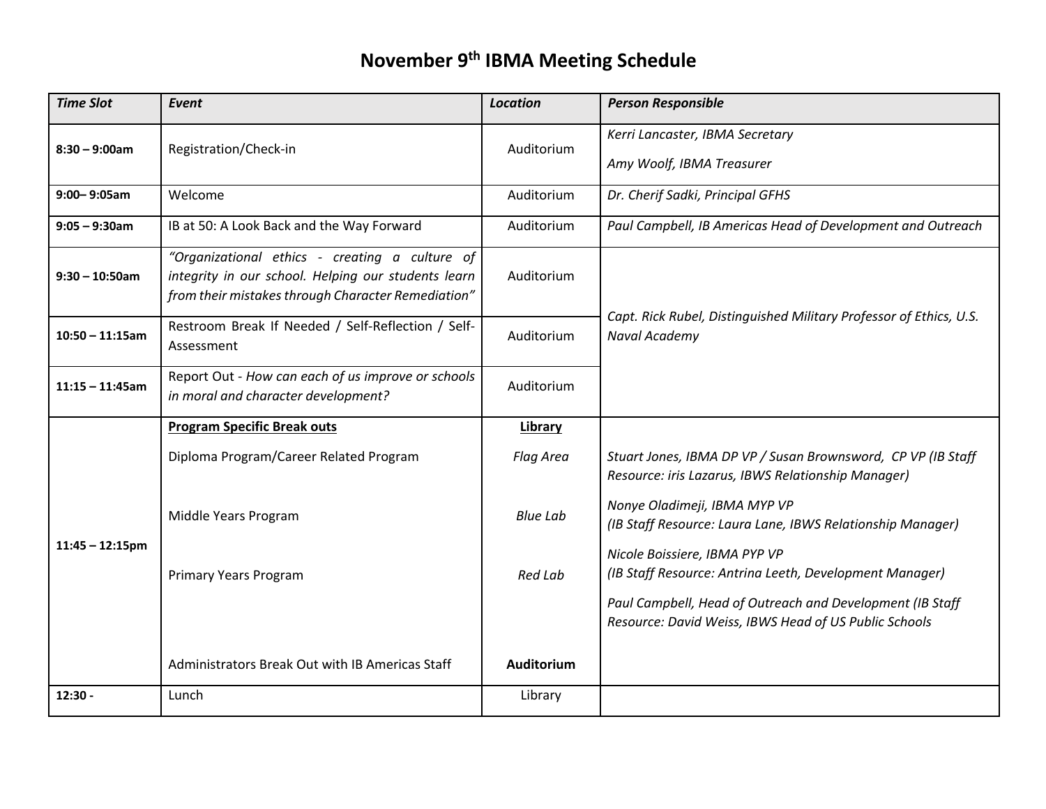# November 9th IBMA Meeting Schedule

| *Time Slot* | *Event* | *Location* | *Person Responsible* |
| --- | --- | --- | --- |
| **8:30 – 9:00am** | Registration/Check-in | Auditorium | *Kerri Lancaster, IBMA Secretary*<br>*Amy Woolf, IBMA Treasurer* |
| **9:00– 9:05am** | Welcome | Auditorium | *Dr. Cherif Sadki, Principal GFHS* |
| **9:05 – 9:30am** | IB at 50: A Look Back and the Way Forward | Auditorium | *Paul Campbell, IB Americas Head of Development and Outreach* |
| **9:30 – 10:50am** | *"Organizational ethics - creating a culture of integrity in our school. Helping our students learn from their mistakes through Character Remediation"* | Auditorium | *Capt. Rick Rubel, Distinguished Military Professor of Ethics, U.S. Naval Academy* |
| **10:50 – 11:15am** | Restroom Break If Needed / Self-Reflection / Self-Assessment | Auditorium | |
| **11:15 – 11:45am** | Report Out - *How can each of us improve or schools in moral and character development?* | Auditorium | |
| **11:45 – 12:15pm** | **Program Specific Break outs** | **Library** | |
| | Diploma Program/Career Related Program | *Flag Area* | *Stuart Jones, IBMA DP VP / Susan Brownsword, CP VP (IB Staff Resource: iris Lazarus, IBWS Relationship Manager)* |
| | Middle Years Program | *Blue Lab* | *Nonye Oladimeji, IBMA MYP VP (IB Staff Resource: Laura Lane, IBWS Relationship Manager)* |
| | Primary Years Program | *Red Lab* | *Nicole Boissiere, IBMA PYP VP (IB Staff Resource: Antrina Leeth, Development Manager)* |
| | Administrators Break Out with IB Americas Staff | **Auditorium** | *Paul Campbell, Head of Outreach and Development (IB Staff Resource: David Weiss, IBWS Head of US Public Schools* |
| **12:30 -** | Lunch | Library | |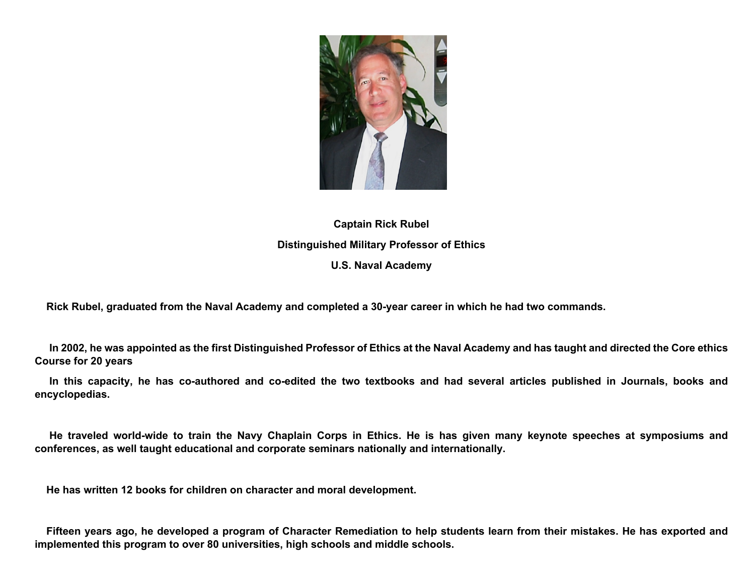**Captain Rick Rubel**

**Distinguished Military Professor of Ethics**

**U.S. Naval Academy**

**Rick Rubel, graduated from the Naval Academy and completed a 30-year career in which he had two commands.**

**In 2002, he was appointed as the first Distinguished Professor of Ethics at the Naval Academy and has taught and directed the Core ethics Course for 20 years**

**In this capacity, he has co-authored and co-edited the two textbooks and had several articles published in Journals, books and encyclopedias.**

**He traveled world-wide to train the Navy Chaplain Corps in Ethics. He is has given many keynote speeches at symposiums and conferences, as well taught educational and corporate seminars nationally and internationally.**

**He has written 12 books for children on character and moral development.**

**Fifteen years ago, he developed a program of Character Remediation to help students learn from their mistakes. He has exported and implemented this program to over 80 universities, high schools and middle schools.**